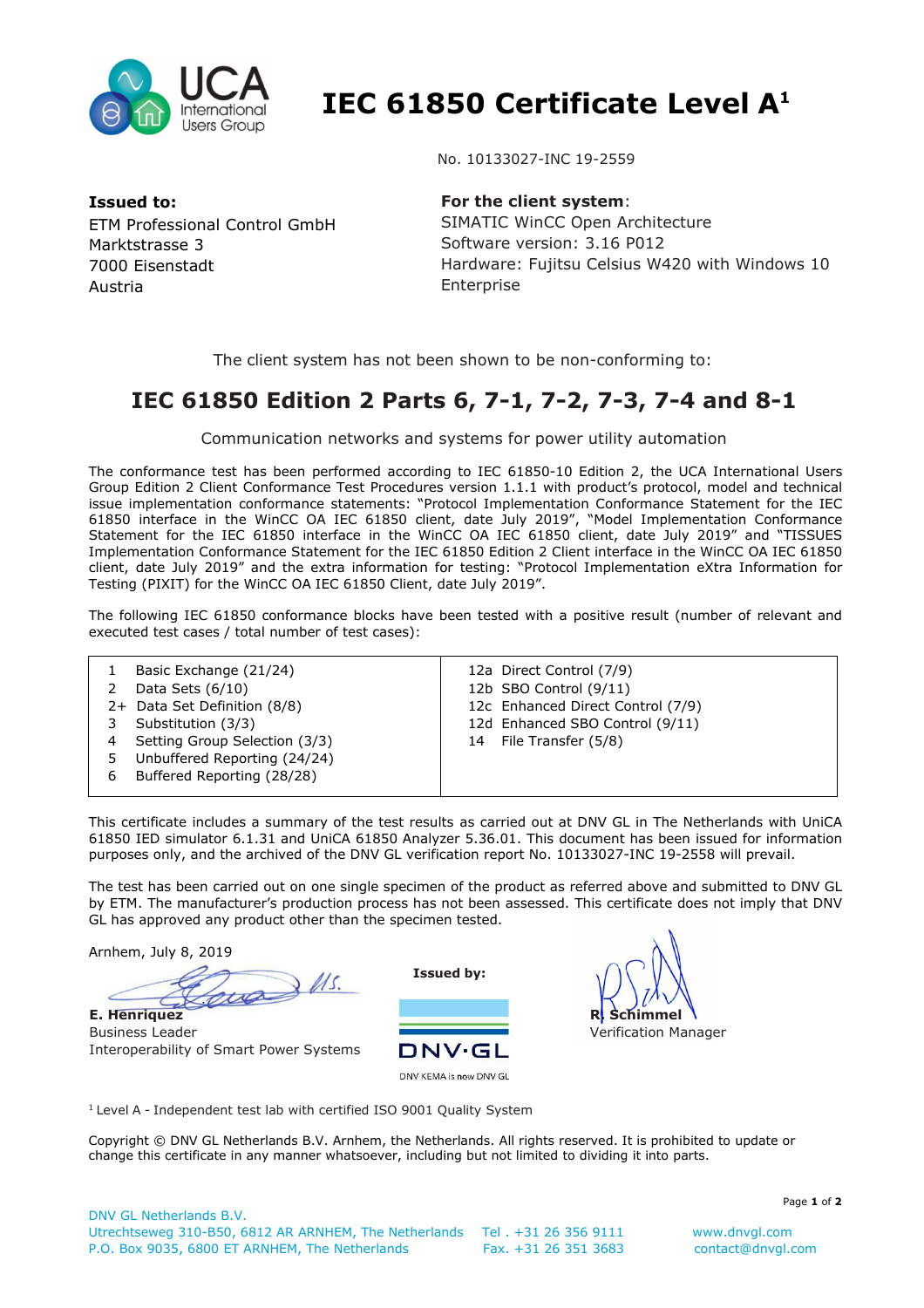# IEC 61850 Certificate Level A[1]

No. 10133027-INC 19-2559

**Issued to:**
ETM Professional Control GmbH
Marktstrasse 3
7000 Eisenstadt
Austria

**For the client system**:
SIMATIC WinCC Open Architecture
Software version: 3.16 P012
Hardware: Fujitsu Celsius W420 with Windows 10 Enterprise

The client system has not been shown to be non-conforming to:

## IEC 61850 Edition 2 Parts 6, 7-1, 7-2, 7-3, 7-4 and 8-1

Communication networks and systems for power utility automation

The conformance test has been performed according to IEC 61850-10 Edition 2, the UCA International Users Group Edition 2 Client Conformance Test Procedures version 1.1.1 with product's protocol, model and technical issue implementation conformance statements: "Protocol Implementation Conformance Statement for the IEC 61850 interface in the WinCC OA IEC 61850 client, date July 2019", "Model Implementation Conformance Statement for the IEC 61850 interface in the WinCC OA IEC 61850 client, date July 2019" and "TISSUES Implementation Conformance Statement for the IEC 61850 Edition 2 Client interface in the WinCC OA IEC 61850 client, date July 2019" and the extra information for testing: "Protocol Implementation eXtra Information for Testing (PIXIT) for the WinCC OA IEC 61850 Client, date July 2019".

The following IEC 61850 conformance blocks have been tested with a positive result (number of relevant and executed test cases / total number of test cases):

| | |
|---|---|
| 1 Basic Exchange (21/24) | 12a Direct Control (7/9) |
| 2 Data Sets (6/10) | 12b SBO Control (9/11) |
| 2+ Data Set Definition (8/8) | 12c Enhanced Direct Control (7/9) |
| 3 Substitution (3/3) | 12d Enhanced SBO Control (9/11) |
| 4 Setting Group Selection (3/3) | 14 File Transfer (5/8) |
| 5 Unbuffered Reporting (24/24) | |
| 6 Buffered Reporting (28/28) | |

This certificate includes a summary of the test results as carried out at DNV GL in The Netherlands with UniCA 61850 IED simulator 6.1.31 and UniCA 61850 Analyzer 5.36.01. This document has been issued for information purposes only, and the archived of the DNV GL verification report No. 10133027-INC 19-2558 will prevail.

The test has been carried out on one single specimen of the product as referred above and submitted to DNV GL by ETM. The manufacturer's production process has not been assessed. This certificate does not imply that DNV GL has approved any product other than the specimen tested.

Arnhem, July 8, 2019

**E. Henriquez**
Business Leader
Interoperability of Smart Power Systems

**Issued by:**
DNV·GL
DNV KEMA is now DNV GL

**R. Schimmel**
Verification Manager

[1] Level A - Independent test lab with certified ISO 9001 Quality System

Copyright © DNV GL Netherlands B.V. Arnhem, the Netherlands. All rights reserved. It is prohibited to update or change this certificate in any manner whatsoever, including but not limited to dividing it into parts.

DNV GL Netherlands B.V.
Utrechtseweg 310-B50, 6812 AR ARNHEM, The Netherlands Tel . +31 26 356 9111 www.dnvgl.com
P.O. Box 9035, 6800 ET ARNHEM, The Netherlands Fax. +31 26 351 3683 contact@dnvgl.com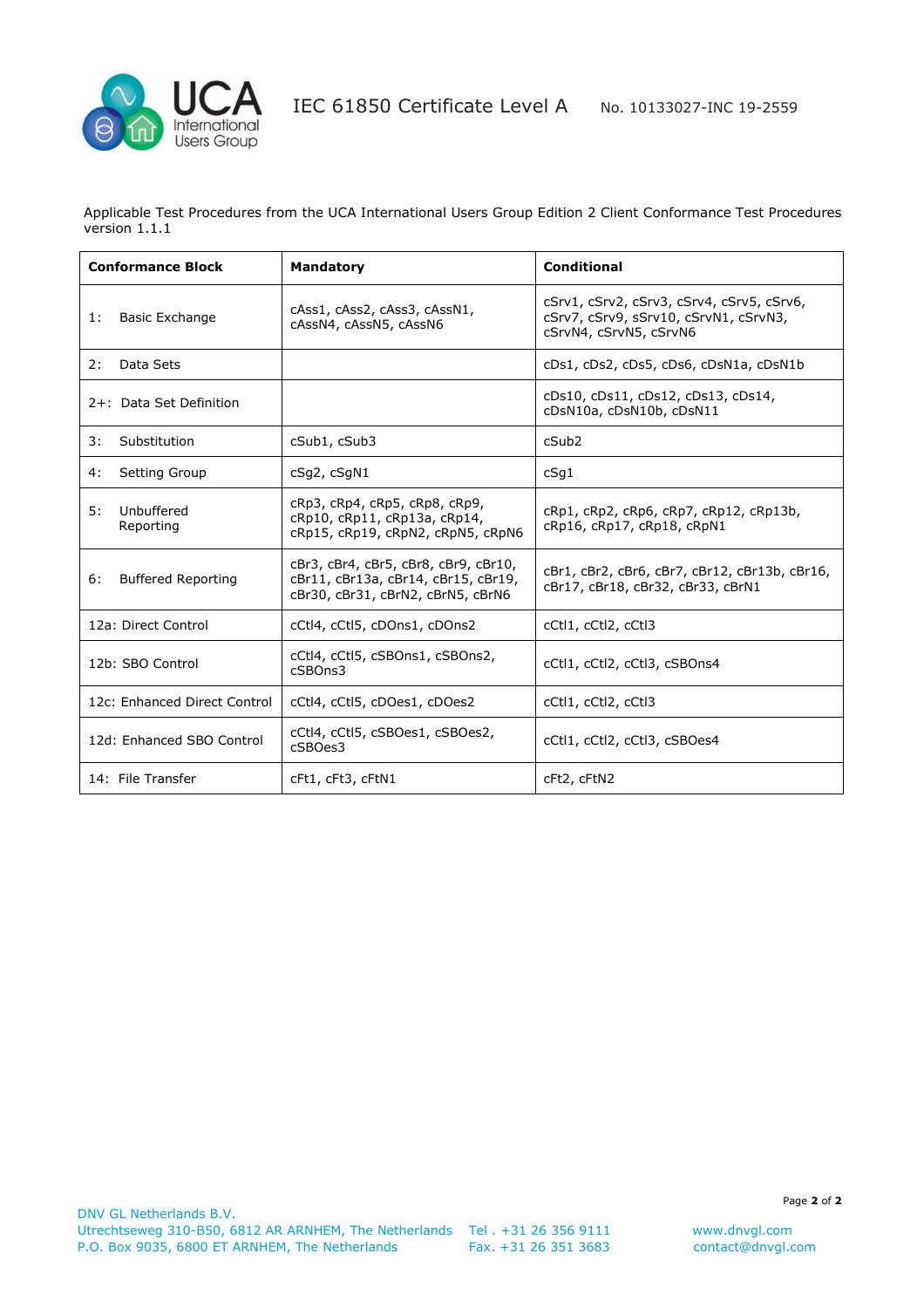IEC 61850 Certificate Level A No. 10133027-INC 19-2559

Applicable Test Procedures from the UCA International Users Group Edition 2 Client Conformance Test Procedures version 1.1.1

| Conformance Block | Mandatory | Conditional |
| --- | --- | --- |
| 1: Basic Exchange | cAss1, cAss2, cAss3, cAssN1, cAssN4, cAssN5, cAssN6 | cSrv1, cSrv2, cSrv3, cSrv4, cSrv5, cSrv6, cSrv7, cSrv9, sSrv10, cSrvN1, cSrvN3, cSrvN4, cSrvN5, cSrvN6 |
| 2: Data Sets | | cDs1, cDs2, cDs5, cDs6, cDsN1a, cDsN1b |
| 2+: Data Set Definition | | cDs10, cDs11, cDs12, cDs13, cDs14, cDsN10a, cDsN10b, cDsN11 |
| 3: Substitution | cSub1, cSub3 | cSub2 |
| 4: Setting Group | cSg2, cSgN1 | cSg1 |
| 5: Unbuffered Reporting | cRp3, cRp4, cRp5, cRp8, cRp9, cRp10, cRp11, cRp13a, cRp14, cRp15, cRp19, cRpN2, cRpN5, cRpN6 | cRp1, cRp2, cRp6, cRp7, cRp12, cRp13b, cRp16, cRp17, cRp18, cRpN1 |
| 6: Buffered Reporting | cBr3, cBr4, cBr5, cBr8, cBr9, cBr10, cBr11, cBr13a, cBr14, cBr15, cBr19, cBr30, cBr31, cBrN2, cBrN5, cBrN6 | cBr1, cBr2, cBr6, cBr7, cBr12, cBr13b, cBr16, cBr17, cBr18, cBr32, cBr33, cBrN1 |
| 12a: Direct Control | cCtl4, cCtl5, cDOns1, cDOns2 | cCtl1, cCtl2, cCtl3 |
| 12b: SBO Control | cCtl4, cCtl5, cSBOns1, cSBOns2, cSBOns3 | cCtl1, cCtl2, cCtl3, cSBOns4 |
| 12c: Enhanced Direct Control | cCtl4, cCtl5, cDOes1, cDOes2 | cCtl1, cCtl2, cCtl3 |
| 12d: Enhanced SBO Control | cCtl4, cCtl5, cSBOes1, cSBOes2, cSBOes3 | cCtl1, cCtl2, cCtl3, cSBOes4 |
| 14: File Transfer | cFt1, cFt3, cFtN1 | cFt2, cFtN2 |

DNV GL Netherlands B.V.
Utrechtseweg 310-B50, 6812 AR ARNHEM, The Netherlands
P.O. Box 9035, 6800 ET ARNHEM, The Netherlands
Tel . +31 26 356 9111
Fax. +31 26 351 3683
www.dnvgl.com
contact@dnvgl.com